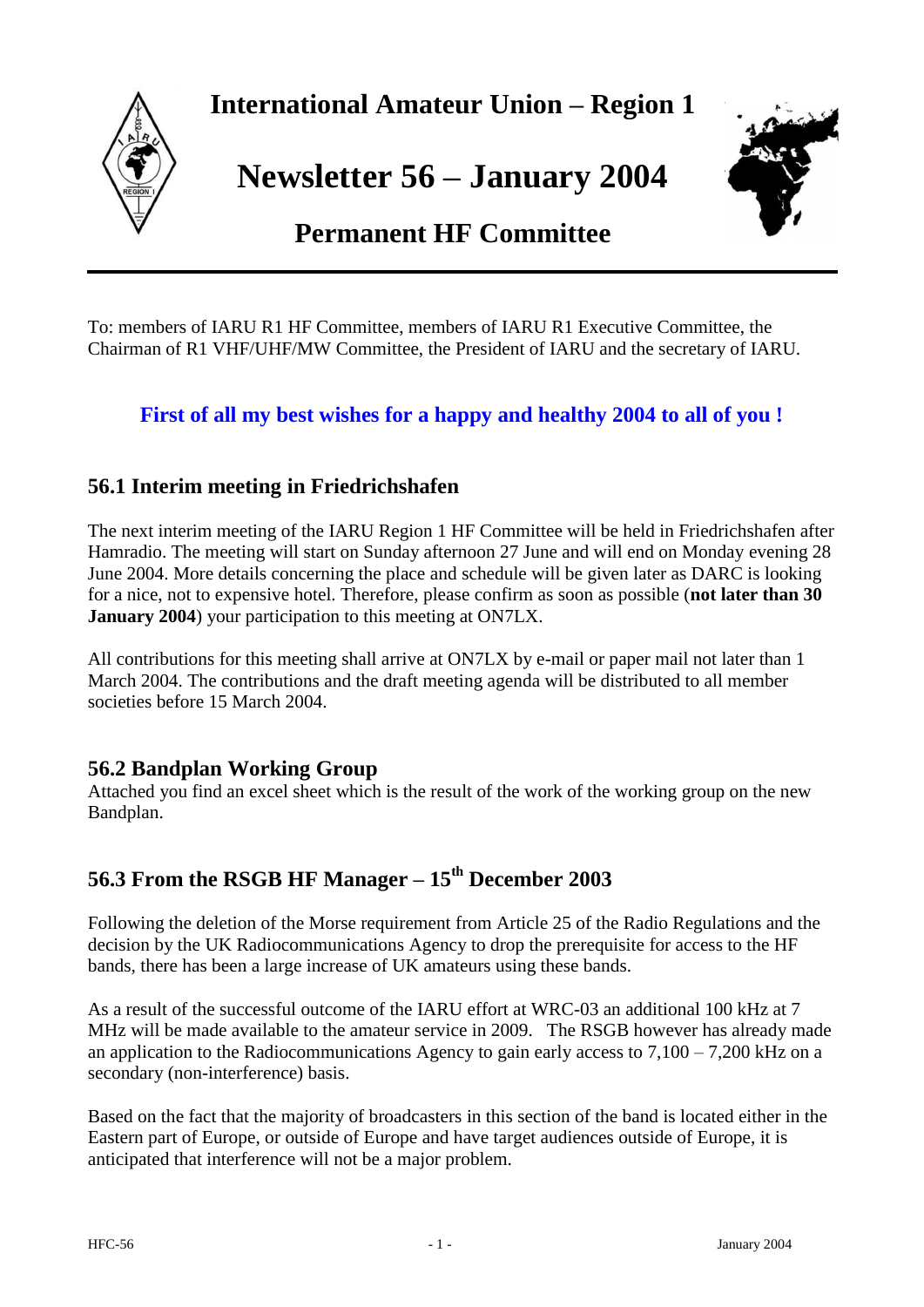# International Amateur Union – Region 1

# Newsletter 56 – January 2004

## Permanent HF Committee

To: members of IARU R1 HF Committee, members of IARU R1 Executive Committee, the Chairman of R1 VHF/UHF/MW Committee, the President of IARU and the secretary of IARU.

**First of all my best wishes for a happy and healthy 2004 to all of you !**

## 56.1 Interim meeting in Friedrichshafen

The next interim meeting of the IARU Region 1 HF Committee will be held in Friedrichshafen after Hamradio. The meeting will start on Sunday afternoon 27 June and will end on Monday evening 28 June 2004. More details concerning the place and schedule will be given later as DARC is looking for a nice, not to expensive hotel. Therefore, please confirm as soon as possible (**not later than 30 January 2004**) your participation to this meeting at ON7LX.

All contributions for this meeting shall arrive at ON7LX by e-mail or paper mail not later than 1 March 2004. The contributions and the draft meeting agenda will be distributed to all member societies before 15 March 2004.

## 56.2 Bandplan Working Group

Attached you find an excel sheet which is the result of the work of the working group on the new Bandplan.

## 56.3 From the RSGB HF Manager – 15th December 2003

Following the deletion of the Morse requirement from Article 25 of the Radio Regulations and the decision by the UK Radiocommunications Agency to drop the prerequisite for access to the HF bands, there has been a large increase of UK amateurs using these bands.

As a result of the successful outcome of the IARU effort at WRC-03 an additional 100 kHz at 7 MHz will be made available to the amateur service in 2009. The RSGB however has already made an application to the Radiocommunications Agency to gain early access to 7,100 – 7,200 kHz on a secondary (non-interference) basis.

Based on the fact that the majority of broadcasters in this section of the band is located either in the Eastern part of Europe, or outside of Europe and have target audiences outside of Europe, it is anticipated that interference will not be a major problem.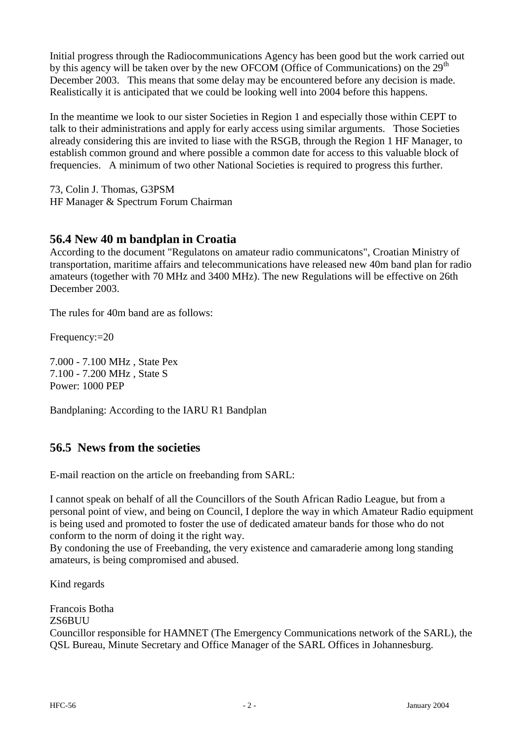Initial progress through the Radiocommunications Agency has been good but the work carried out by this agency will be taken over by the new OFCOM (Office of Communications) on the 29th December 2003. This means that some delay may be encountered before any decision is made. Realistically it is anticipated that we could be looking well into 2004 before this happens.

In the meantime we look to our sister Societies in Region 1 and especially those within CEPT to talk to their administrations and apply for early access using similar arguments. Those Societies already considering this are invited to liase with the RSGB, through the Region 1 HF Manager, to establish common ground and where possible a common date for access to this valuable block of frequencies. A minimum of two other National Societies is required to progress this further.

73, Colin J. Thomas, G3PSM
HF Manager & Spectrum Forum Chairman

## 56.4 New 40 m bandplan in Croatia

According to the document "Regulatons on amateur radio communicatons", Croatian Ministry of transportation, maritime affairs and telecommunications have released new 40m band plan for radio amateurs (together with 70 MHz and 3400 MHz). The new Regulations will be effective on 26th December 2003.

The rules for 40m band are as follows:

Frequency:=20

7.000 - 7.100 MHz , State Pex
7.100 - 7.200 MHz , State S
Power: 1000 PEP

Bandplaning: According to the IARU R1 Bandplan

## 56.5 News from the societies

E-mail reaction on the article on freebanding from SARL:

I cannot speak on behalf of all the Councillors of the South African Radio League, but from a personal point of view, and being on Council, I deplore the way in which Amateur Radio equipment is being used and promoted to foster the use of dedicated amateur bands for those who do not conform to the norm of doing it the right way.
By condoning the use of Freebanding, the very existence and camaraderie among long standing amateurs, is being compromised and abused.

Kind regards

Francois Botha
ZS6BUU
Councillor responsible for HAMNET (The Emergency Communications network of the SARL), the QSL Bureau, Minute Secretary and Office Manager of the SARL Offices in Johannesburg.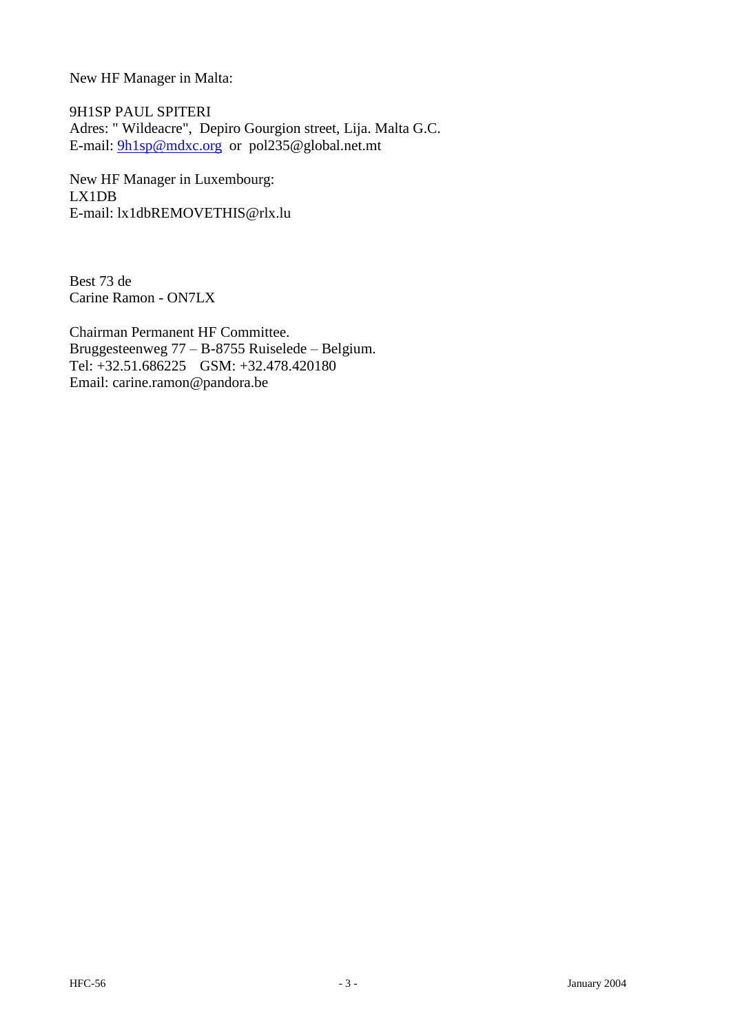New HF Manager in Malta:

9H1SP PAUL SPITERI
Adres: " Wildeacre", Depiro Gourgion street, Lija. Malta G.C.
E-mail: 9h1sp@mdxc.org or pol235@global.net.mt

New HF Manager in Luxembourg:
LX1DB
E-mail: lx1dbREMOVETHIS@rlx.lu

Best 73 de
Carine Ramon - ON7LX

Chairman Permanent HF Committee.
Bruggesteenweg 77 – B-8755 Ruiselede – Belgium.
Tel: +32.51.686225 GSM: +32.478.420180
Email: carine.ramon@pandora.be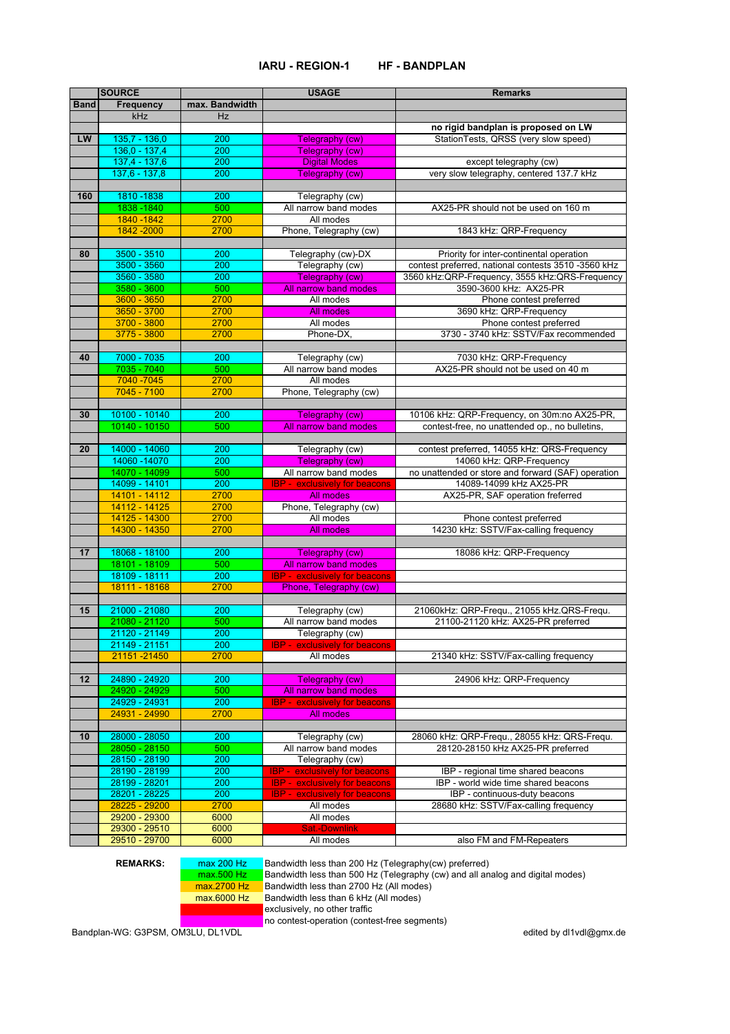# IARU - REGION-1 HF - BANDPLAN

| | SOURCE | | USAGE | Remarks |
|---|---|---|---|---|
| Band | Frequency | max. Bandwidth | | |
| | kHz | Hz | | |
| | | | | no rigid bandplan is proposed on LW |
| LW | 135,7 - 136,0 | 200 | Telegraphy (cw) | StationTests, QRSS (very slow speed) |
| | 136,0 - 137,4 | 200 | Telegraphy (cw) | |
| | 137,4 - 137,6 | 200 | Digital Modes | except telegraphy (cw) |
| | 137,6 - 137,8 | 200 | Telegraphy (cw) | very slow telegraphy, centered 137.7 kHz |
| | | | | |
| 160 | 1810 -1838 | 200 | Telegraphy (cw) | |
| | 1838 -1840 | 500 | All narrow band modes | AX25-PR should not be used on 160 m |
| | 1840 -1842 | 2700 | All modes | |
| | 1842 -2000 | 2700 | Phone, Telegraphy (cw) | 1843 kHz: QRP-Frequency |
| | | | | |
| 80 | 3500 - 3510 | 200 | Telegraphy (cw)-DX | Priority for inter-continental operation |
| | 3500 - 3560 | 200 | Telegraphy (cw) | contest preferred, national contests 3510 -3560 kHz |
| | 3560 - 3580 | 200 | Telegraphy (cw) | 3560 kHz:QRP-Frequency, 3555 kHz:QRS-Frequency |
| | 3580 - 3600 | 500 | All narrow band modes | 3590-3600 kHz: AX25-PR |
| | 3600 - 3650 | 2700 | All modes | Phone contest preferred |
| | 3650 - 3700 | 2700 | All modes | 3690 kHz: QRP-Frequency |
| | 3700 - 3800 | 2700 | All modes | Phone contest preferred |
| | 3775 - 3800 | 2700 | Phone-DX, | 3730 - 3740 kHz: SSTV/Fax recommended |
| | | | | |
| 40 | 7000 - 7035 | 200 | Telegraphy (cw) | 7030 kHz: QRP-Frequency |
| | 7035 - 7040 | 500 | All narrow band modes | AX25-PR should not be used on 40 m |
| | 7040 -7045 | 2700 | All modes | |
| | 7045 - 7100 | 2700 | Phone, Telegraphy (cw) | |
| | | | | |
| 30 | 10100 - 10140 | 200 | Telegraphy (cw) | 10106 kHz: QRP-Frequency, on 30m:no AX25-PR, |
| | 10140 - 10150 | 500 | All narrow band modes | contest-free, no unattended op., no bulletins, |
| | | | | |
| 20 | 14000 - 14060 | 200 | Telegraphy (cw) | contest preferred, 14055 kHz: QRS-Frequency |
| | 14060 -14070 | 200 | Telegraphy (cw) | 14060 kHz: QRP-Frequency |
| | 14070 - 14099 | 500 | All narrow band modes | no unattended or store and forward (SAF) operation |
| | 14099 - 14101 | 200 | IBP - exclusively for beacons | 14089-14099 kHz AX25-PR |
| | 14101 - 14112 | 2700 | All modes | AX25-PR, SAF operation freferred |
| | 14112 - 14125 | 2700 | Phone, Telegraphy (cw) | |
| | 14125 - 14300 | 2700 | All modes | Phone contest preferred |
| | 14300 - 14350 | 2700 | All modes | 14230 kHz: SSTV/Fax-calling frequency |
| | | | | |
| 17 | 18068 - 18100 | 200 | Telegraphy (cw) | 18086 kHz: QRP-Frequency |
| | 18101 - 18109 | 500 | All narrow band modes | |
| | 18109 - 18111 | 200 | IBP - exclusively for beacons | |
| | 18111 - 18168 | 2700 | Phone, Telegraphy (cw) | |
| | | | | |
| 15 | 21000 - 21080 | 200 | Telegraphy (cw) | 21060kHz: QRP-Frequ., 21055 kHz.QRS-Frequ. |
| | 21080 - 21120 | 500 | All narrow band modes | 21100-21120 kHz: AX25-PR preferred |
| | 21120 - 21149 | 200 | Telegraphy (cw) | |
| | 21149 - 21151 | 200 | IBP - exclusively for beacons | |
| | 21151 -21450 | 2700 | All modes | 21340 kHz: SSTV/Fax-calling frequency |
| | | | | |
| 12 | 24890 - 24920 | 200 | Telegraphy (cw) | 24906 kHz: QRP-Frequency |
| | 24920 - 24929 | 500 | All narrow band modes | |
| | 24929 - 24931 | 200 | IBP - exclusively for beacons | |
| | 24931 - 24990 | 2700 | All modes | |
| | | | | |
| 10 | 28000 - 28050 | 200 | Telegraphy (cw) | 28060 kHz: QRP-Frequ., 28055 kHz: QRS-Frequ. |
| | 28050 - 28150 | 500 | All narrow band modes | 28120-28150 kHz AX25-PR preferred |
| | 28150 - 28190 | 200 | Telegraphy (cw) | |
| | 28190 - 28199 | 200 | IBP - exclusively for beacons | IBP - regional time shared beacons |
| | 28199 - 28201 | 200 | IBP - exclusively for beacons | IBP - world wide time shared beacons |
| | 28201 - 28225 | 200 | IBP - exclusively for beacons | IBP - continuous-duty beacons |
| | 28225 - 29200 | 2700 | All modes | 28680 kHz: SSTV/Fax-calling frequency |
| | 29200 - 29300 | 6000 | All modes | |
| | 29300 - 29510 | 6000 | Sat.-Downlink | |
| | 29510 - 29700 | 6000 | All modes | also FM and FM-Repeaters |

**REMARKS:**

| | |
|---|---|
| max 200 Hz | Bandwidth less than 200 Hz (Telegraphy(cw) preferred) |
| max.500 Hz | Bandwidth less than 500 Hz (Telegraphy (cw) and all analog and digital modes) |
| max.2700 Hz | Bandwidth less than 2700 Hz (All modes) |
| max.6000 Hz | Bandwidth less than 6 kHz (All modes) |
| | exclusively, no other traffic |
| | no contest-operation (contest-free segments) |

Bandplan-WG: G3PSM, OM3LU, DL1VDL

edited by dl1vdl@gmx.de